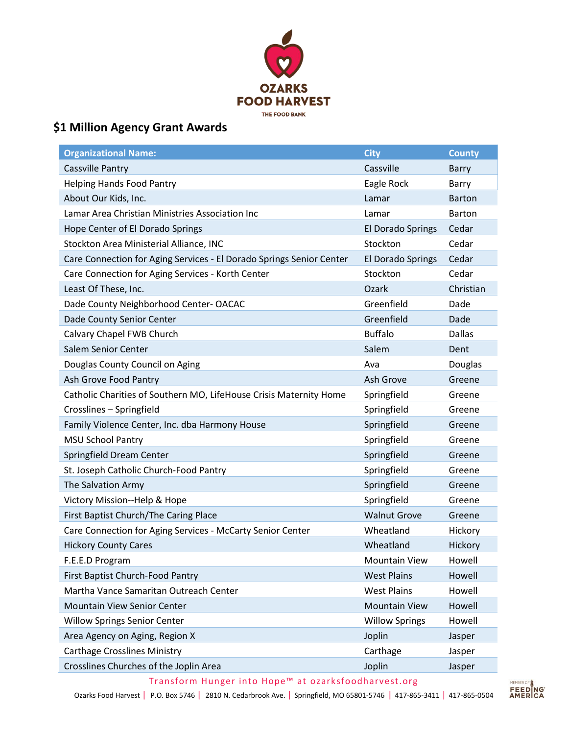OZARKS FOOD HARVEST

THE FOOD BANK

## $1 Million Agency Grant Awards

| Organizational Name: | City | County |
|---|---|---|
| Cassville Pantry | Cassville | Barry |
| Helping Hands Food Pantry | Eagle Rock | Barry |
| About Our Kids, Inc. | Lamar | Barton |
| Lamar Area Christian Ministries Association Inc | Lamar | Barton |
| Hope Center of El Dorado Springs | El Dorado Springs | Cedar |
| Stockton Area Ministerial Alliance, INC | Stockton | Cedar |
| Care Connection for Aging Services - El Dorado Springs Senior Center | El Dorado Springs | Cedar |
| Care Connection for Aging Services - Korth Center | Stockton | Cedar |
| Least Of These, Inc. | Ozark | Christian |
| Dade County Neighborhood Center- OACAC | Greenfield | Dade |
| Dade County Senior Center | Greenfield | Dade |
| Calvary Chapel FWB Church | Buffalo | Dallas |
| Salem Senior Center | Salem | Dent |
| Douglas County Council on Aging | Ava | Douglas |
| Ash Grove Food Pantry | Ash Grove | Greene |
| Catholic Charities of Southern MO, LifeHouse Crisis Maternity Home | Springfield | Greene |
| Crosslines – Springfield | Springfield | Greene |
| Family Violence Center, Inc. dba Harmony House | Springfield | Greene |
| MSU School Pantry | Springfield | Greene |
| Springfield Dream Center | Springfield | Greene |
| St. Joseph Catholic Church-Food Pantry | Springfield | Greene |
| The Salvation Army | Springfield | Greene |
| Victory Mission--Help & Hope | Springfield | Greene |
| First Baptist Church/The Caring Place | Walnut Grove | Greene |
| Care Connection for Aging Services - McCarty Senior Center | Wheatland | Hickory |
| Hickory County Cares | Wheatland | Hickory |
| F.E.E.D Program | Mountain View | Howell |
| First Baptist Church-Food Pantry | West Plains | Howell |
| Martha Vance Samaritan Outreach Center | West Plains | Howell |
| Mountain View Senior Center | Mountain View | Howell |
| Willow Springs Senior Center | Willow Springs | Howell |
| Area Agency on Aging, Region X | Joplin | Jasper |
| Carthage Crosslines Ministry | Carthage | Jasper |
| Crosslines Churches of the Joplin Area | Joplin | Jasper |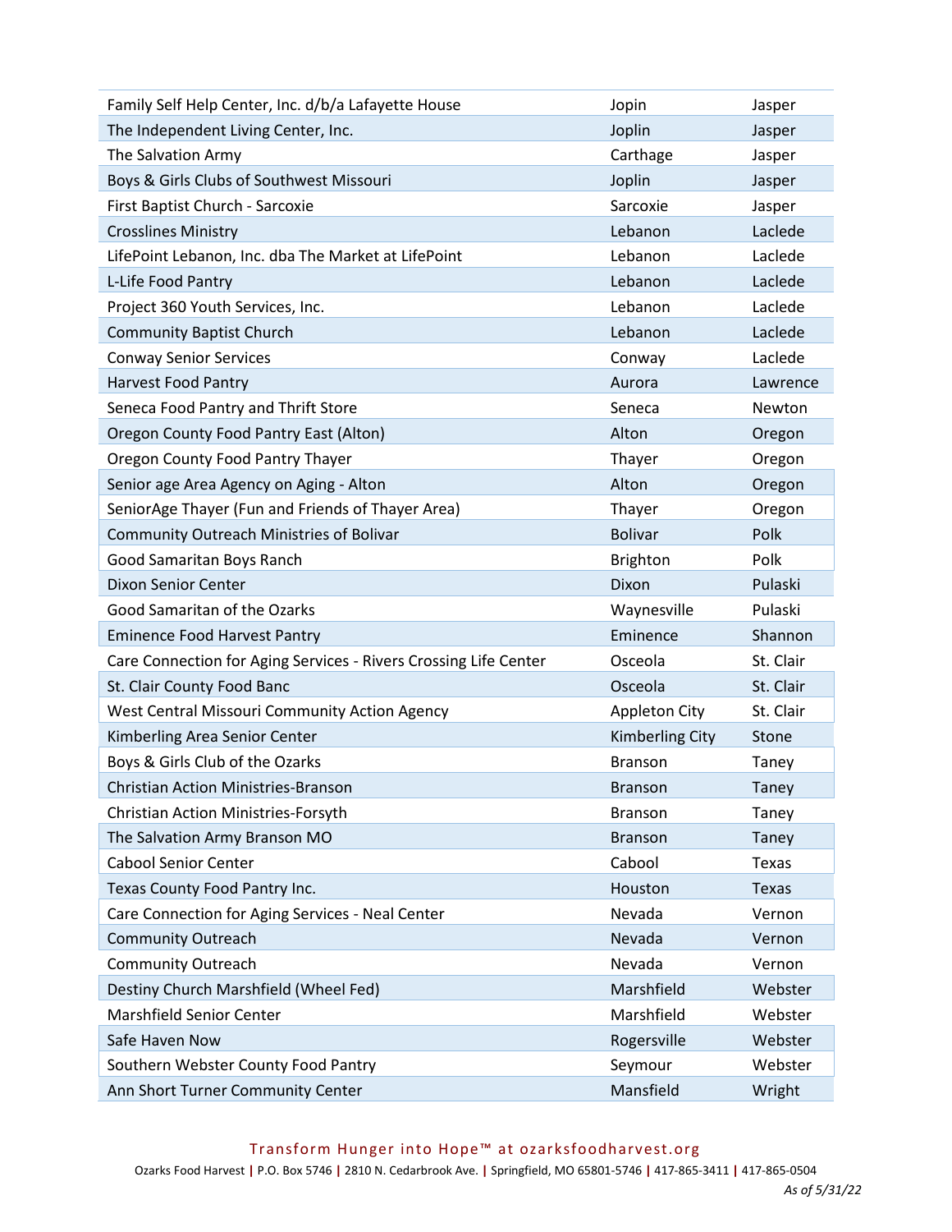| | | |
|---|---|---|
| Family Self Help Center, Inc. d/b/a Lafayette House | Jopin | Jasper |
| The Independent Living Center, Inc. | Joplin | Jasper |
| The Salvation Army | Carthage | Jasper |
| Boys & Girls Clubs of Southwest Missouri | Joplin | Jasper |
| First Baptist Church - Sarcoxie | Sarcoxie | Jasper |
| Crosslines Ministry | Lebanon | Laclede |
| LifePoint Lebanon, Inc. dba The Market at LifePoint | Lebanon | Laclede |
| L-Life Food Pantry | Lebanon | Laclede |
| Project 360 Youth Services, Inc. | Lebanon | Laclede |
| Community Baptist Church | Lebanon | Laclede |
| Conway Senior Services | Conway | Laclede |
| Harvest Food Pantry | Aurora | Lawrence |
| Seneca Food Pantry and Thrift Store | Seneca | Newton |
| Oregon County Food Pantry East (Alton) | Alton | Oregon |
| Oregon County Food Pantry Thayer | Thayer | Oregon |
| Senior age Area Agency on Aging - Alton | Alton | Oregon |
| SeniorAge Thayer (Fun and Friends of Thayer Area) | Thayer | Oregon |
| Community Outreach Ministries of Bolivar | Bolivar | Polk |
| Good Samaritan Boys Ranch | Brighton | Polk |
| Dixon Senior Center | Dixon | Pulaski |
| Good Samaritan of the Ozarks | Waynesville | Pulaski |
| Eminence Food Harvest Pantry | Eminence | Shannon |
| Care Connection for Aging Services - Rivers Crossing Life Center | Osceola | St. Clair |
| St. Clair County Food Banc | Osceola | St. Clair |
| West Central Missouri Community Action Agency | Appleton City | St. Clair |
| Kimberling Area Senior Center | Kimberling City | Stone |
| Boys & Girls Club of the Ozarks | Branson | Taney |
| Christian Action Ministries-Branson | Branson | Taney |
| Christian Action Ministries-Forsyth | Branson | Taney |
| The Salvation Army Branson MO | Branson | Taney |
| Cabool Senior Center | Cabool | Texas |
| Texas County Food Pantry Inc. | Houston | Texas |
| Care Connection for Aging Services - Neal Center | Nevada | Vernon |
| Community Outreach | Nevada | Vernon |
| Community Outreach | Nevada | Vernon |
| Destiny Church Marshfield (Wheel Fed) | Marshfield | Webster |
| Marshfield Senior Center | Marshfield | Webster |
| Safe Haven Now | Rogersville | Webster |
| Southern Webster County Food Pantry | Seymour | Webster |
| Ann Short Turner Community Center | Mansfield | Wright |

Transform Hunger into Hope™ at ozarksfoodharvest.org

Ozarks Food Harvest | P.O. Box 5746 | 2810 N. Cedarbrook Ave. | Springfield, MO 65801-5746 | 417-865-3411 | 417-865-0504

*As of 5/31/22*